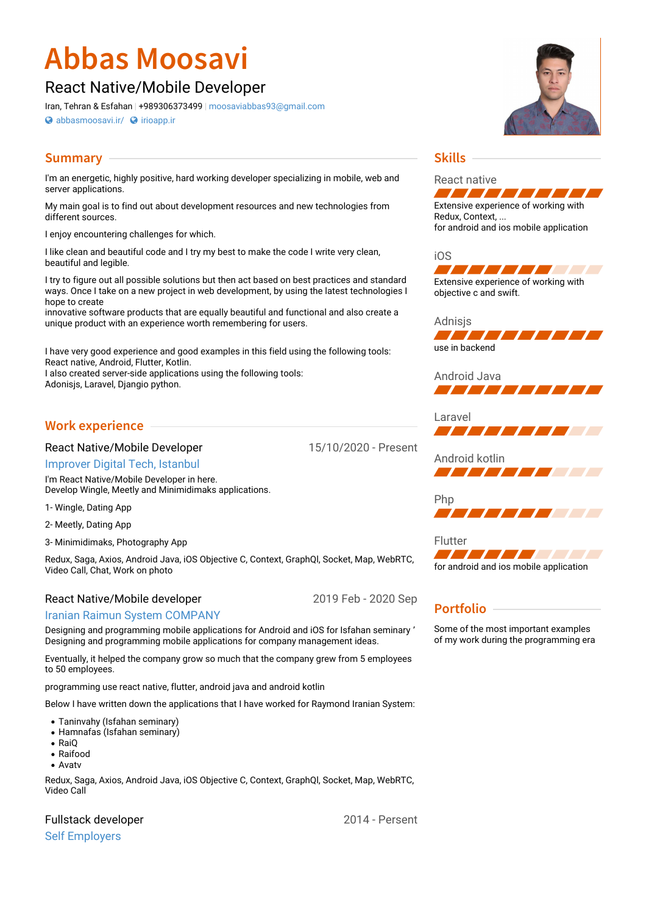# Abbas Moosavi

## React Native/Mobile Developer

Iran, Tehran & Esfahan | +989306373499 | moosaviabbas93@gmail.com
abbasmoosavi.ir/ irioapp.ir

## Summary

I'm an energetic, highly positive, hard working developer specializing in mobile, web and server applications.

My main goal is to find out about development resources and new technologies from different sources.

I enjoy encountering challenges for which.

I like clean and beautiful code and I try my best to make the code I write very clean, beautiful and legible.

I try to figure out all possible solutions but then act based on best practices and standard ways. Once I take on a new project in web development, by using the latest technologies I hope to create
innovative software products that are equally beautiful and functional and also create a unique product with an experience worth remembering for users.

I have very good experience and good examples in this field using the following tools:
React native, Android, Flutter, Kotlin.
I also created server-side applications using the following tools:
Adonisjs, Laravel, Djangio python.

## Work experience

### React Native/Mobile Developer — 15/10/2020 - Present

**Improver Digital Tech, Istanbul**

I'm React Native/Mobile Developer in here.
Develop Wingle, Meetly and Minimidimaks applications.

1- Wingle, Dating App

2- Meetly, Dating App

3- Minimidimaks, Photography App

Redux, Saga, Axios, Android Java, iOS Objective C, Context, GraphQl, Socket, Map, WebRTC, Video Call, Chat, Work on photo

### React Native/Mobile developer — 2019 Feb - 2020 Sep

**Iranian Raimun System COMPANY**

Designing and programming mobile applications for Android and iOS for Isfahan seminary ’
Designing and programming mobile applications for company management ideas.

Eventually, it helped the company grow so much that the company grew from 5 employees to 50 employees.

programming use react native, flutter, android java and android kotlin

Below I have written down the applications that I have worked for Raymond Iranian System:

- Taninvahy (Isfahan seminary)
- Hamnafas (Isfahan seminary)
- RaiQ
- Raifood
- Avatv

Redux, Saga, Axios, Android Java, iOS Objective C, Context, GraphQl, Socket, Map, WebRTC, Video Call

### Fullstack developer — 2014 - Persent

**Self Employers**

## Skills

**React native**
Extensive experience of working with Redux, Context, ...
for android and ios mobile application

**iOS**
Extensive experience of working with objective c and swift.

**Adnisjs**
use in backend

**Android Java**

**Laravel**

**Android kotlin**

**Php**

**Flutter**
for android and ios mobile application

## Portfolio

Some of the most important examples of my work during the programming era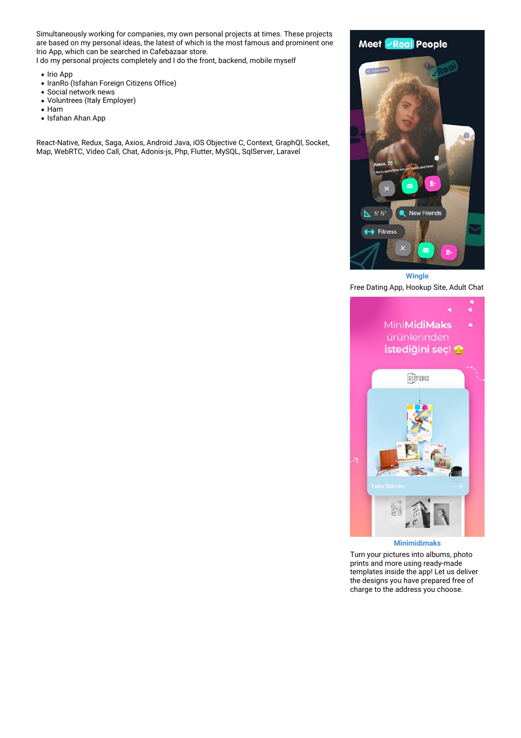Simultaneously working for companies, my own personal projects at times. These projects are based on my personal ideas, the latest of which is the most famous and prominent one Irio App, which can be searched in Cafebazaar store.
I do my personal projects completely and I do the front, backend, mobile myself

- Irio App
- IranRo (Isfahan Foreign Citizens Office)
- Social network news
- Voluntrees (Italy Employer)
- Ham
- Isfahan Ahan App

React-Native, Redux, Saga, Axios, Android Java, iOS Objective C, Context, GraphQl, Socket, Map, WebRTC, Video Call, Chat, Adonis-js, Php, Flutter, MySQL, SqlServer, Laravel

**Wingle**

Free Dating App, Hookup Site, Adult Chat

**Minimidimaks**

Turn your pictures into albums, photo prints and more using ready-made templates inside the app! Let us deliver the designs you have prepared free of charge to the address you choose.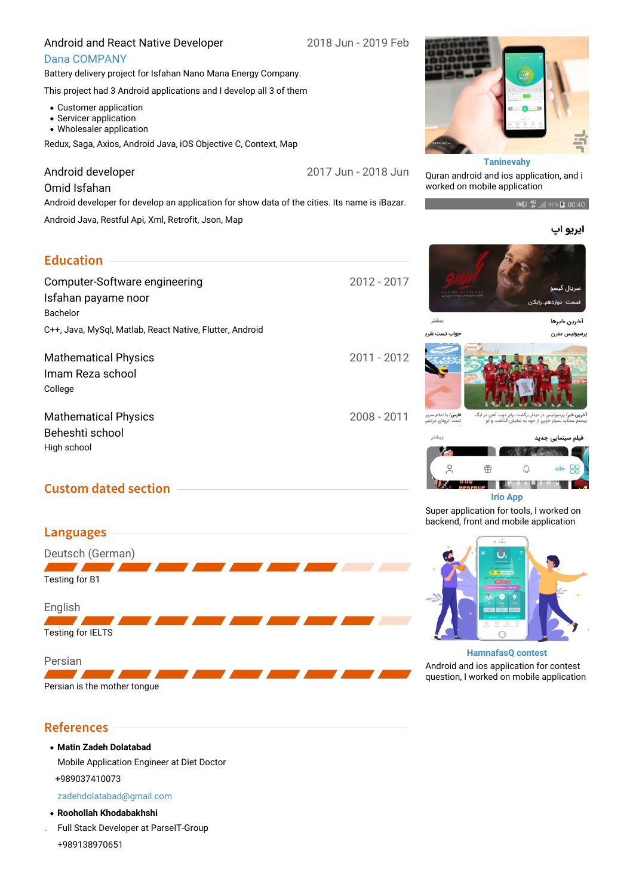### Android and React Native Developer
2018 Jun - 2019 Feb

Dana COMPANY

Battery delivery project for Isfahan Nano Mana Energy Company.

This project had 3 Android applications and I develop all 3 of them

- Customer application
- Servicer application
- Wholesaler application

Redux, Saga, Axios, Android Java, iOS Objective C, Context, Map

### Android developer
2017 Jun - 2018 Jun

Omid Isfahan

Android developer for develop an application for show data of the cities. Its name is iBazar.

Android Java, Restful Api, Xml, Retrofit, Json, Map

## Education

### Computer-Software engineering
2012 - 2017

Isfahan payame noor

Bachelor

C++, Java, MySql, Matlab, React Native, Flutter, Android

### Mathematical Physics
2011 - 2012

Imam Reza school

College

### Mathematical Physics
2008 - 2011

Beheshti school

High school

## Custom dated section

## Languages

**Deutsch (German)**

Testing for B1

**English**

Testing for IELTS

**Persian**

Persian is the mother tongue

## References

- **Matin Zadeh Dolatabad**
  
  Mobile Application Engineer at Diet Doctor
  
  +989037410073
  
  zadehdolatabad@gmail.com

- **Roohollah Khodabakhshi**
  
  Full Stack Developer at ParselT-Group
  
  +989138970651

**Taninevahy**

Quran android and ios application, and i worked on mobile application

**Irio App**

Super application for tools, I worked on backend, front and mobile application

**HamnafasQ contest**

Android and ios application for contest question, I worked on mobile application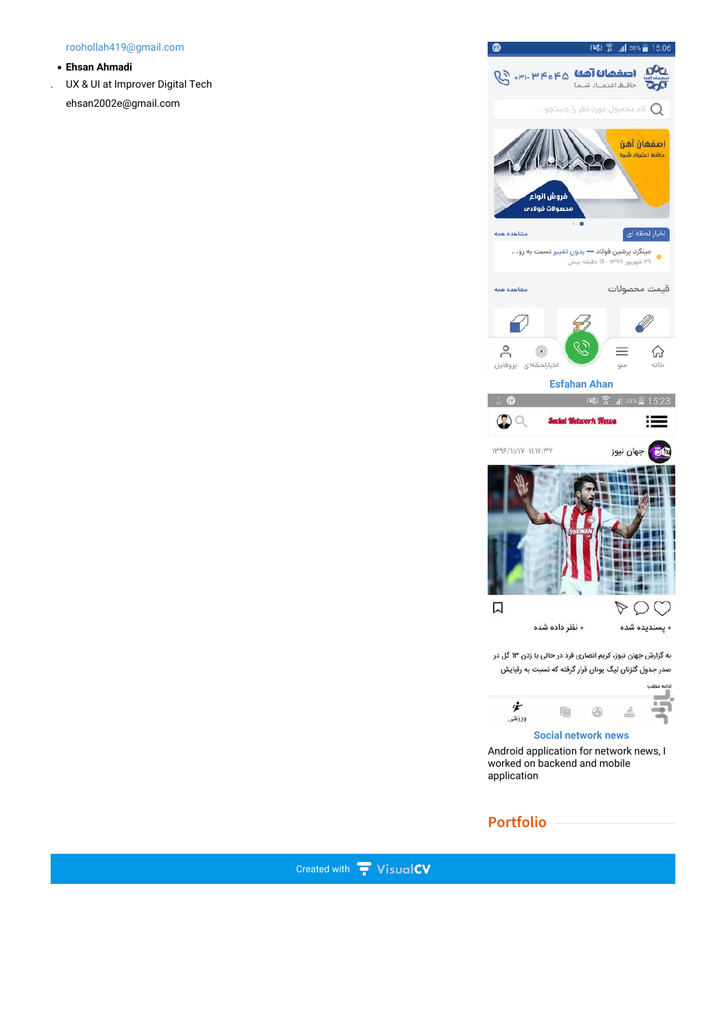rooohollah419@gmail.com

- **Ehsan Ahmadi**

UX & UI at Improver Digital Tech

ehsan2002e@gmail.com

**Esfahan Ahan**

**Social network news**

Android application for network news, I worked on backend and mobile application

## Portfolio

Created with VisualCV